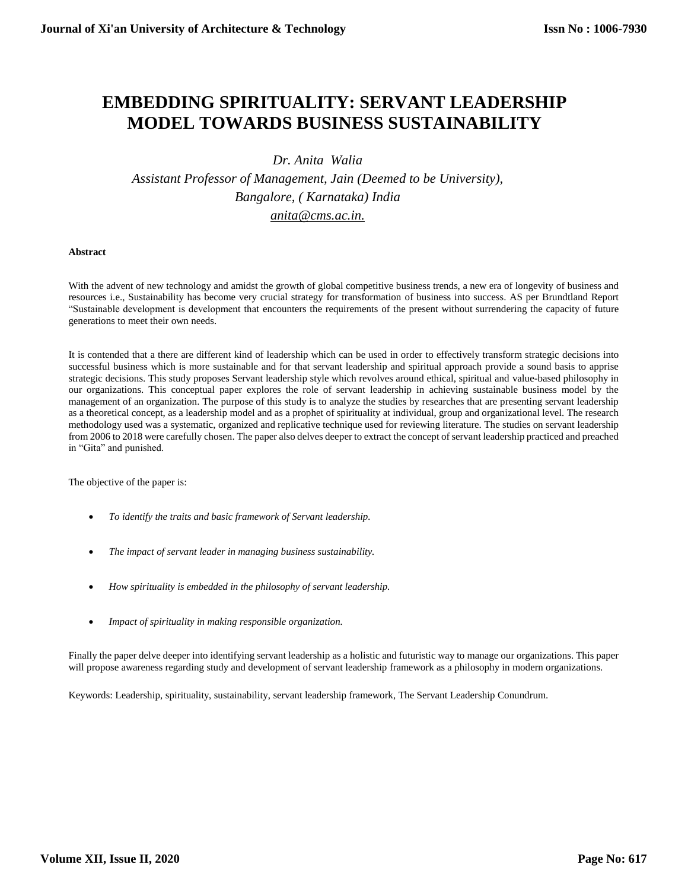# EMBEDDING SPIRITUALITY: SERVANT LEADERSHIP MODEL TOWARDS BUSINESS SUSTAINABILITY

*Dr. Anita Walia*

*Assistant Professor of Management, Jain (Deemed to be University), Bangalore, ( Karnataka) India*

*anita@cms.ac.in.*

**Abstract**

With the advent of new technology and amidst the growth of global competitive business trends, a new era of longevity of business and resources i.e., Sustainability has become very crucial strategy for transformation of business into success. AS per Brundtland Report "Sustainable development is development that encounters the requirements of the present without surrendering the capacity of future generations to meet their own needs.

It is contended that a there are different kind of leadership which can be used in order to effectively transform strategic decisions into successful business which is more sustainable and for that servant leadership and spiritual approach provide a sound basis to apprise strategic decisions. This study proposes Servant leadership style which revolves around ethical, spiritual and value-based philosophy in our organizations. This conceptual paper explores the role of servant leadership in achieving sustainable business model by the management of an organization. The purpose of this study is to analyze the studies by researches that are presenting servant leadership as a theoretical concept, as a leadership model and as a prophet of spirituality at individual, group and organizational level. The research methodology used was a systematic, organized and replicative technique used for reviewing literature. The studies on servant leadership from 2006 to 2018 were carefully chosen. The paper also delves deeper to extract the concept of servant leadership practiced and preached in "Gita" and punished.

The objective of the paper is:

- *To identify the traits and basic framework of Servant leadership.*
- *The impact of servant leader in managing business sustainability.*
- *How spirituality is embedded in the philosophy of servant leadership.*
- *Impact of spirituality in making responsible organization.*

Finally the paper delve deeper into identifying servant leadership as a holistic and futuristic way to manage our organizations. This paper will propose awareness regarding study and development of servant leadership framework as a philosophy in modern organizations.

Keywords: Leadership, spirituality, sustainability, servant leadership framework, The Servant Leadership Conundrum.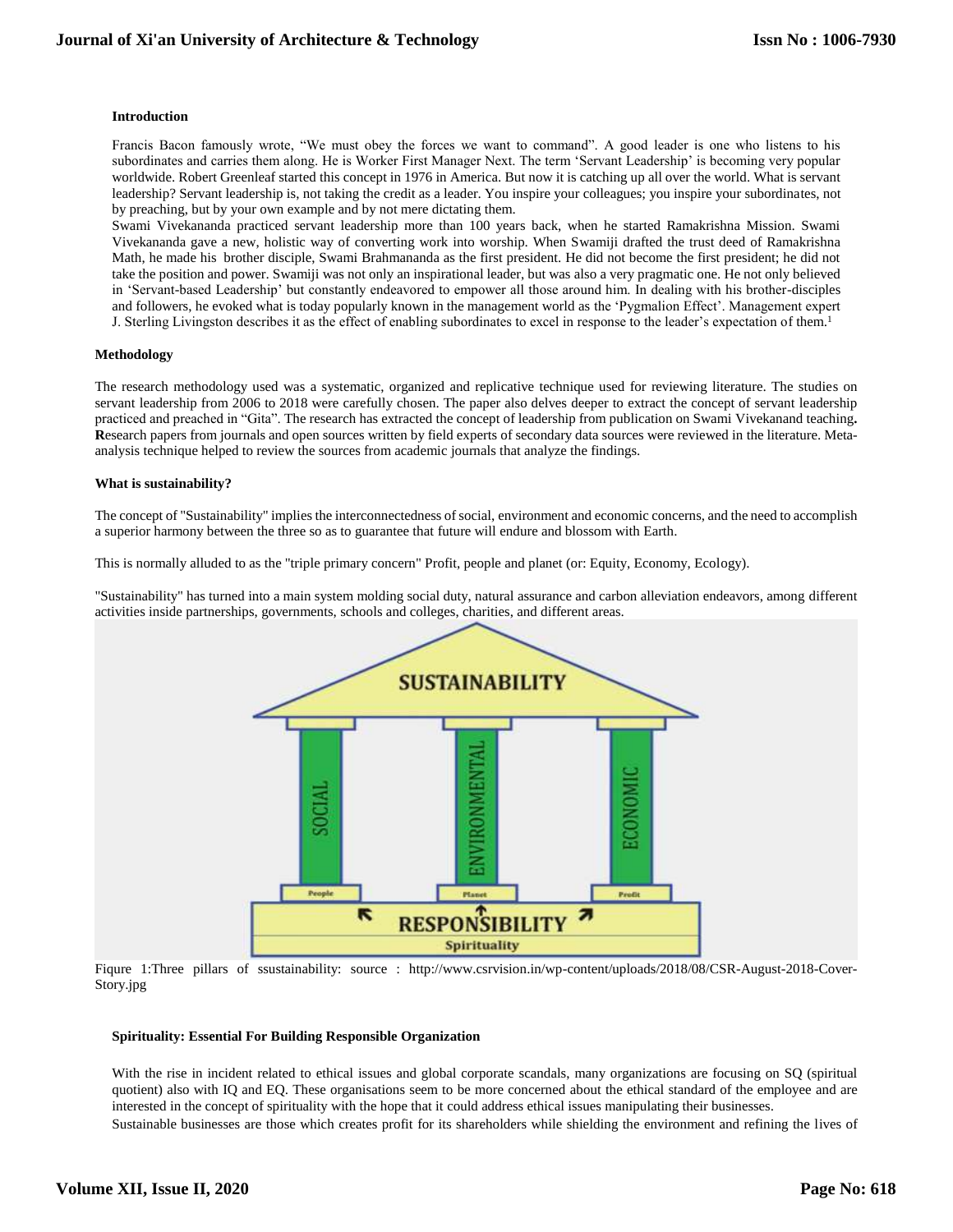### Introduction

Francis Bacon famously wrote, "We must obey the forces we want to command". A good leader is one who listens to his subordinates and carries them along. He is Worker First Manager Next. The term 'Servant Leadership' is becoming very popular worldwide. Robert Greenleaf started this concept in 1976 in America. But now it is catching up all over the world. What is servant leadership? Servant leadership is, not taking the credit as a leader. You inspire your colleagues; you inspire your subordinates, not by preaching, but by your own example and by not mere dictating them.

Swami Vivekananda practiced servant leadership more than 100 years back, when he started Ramakrishna Mission. Swami Vivekananda gave a new, holistic way of converting work into worship. When Swamiji drafted the trust deed of Ramakrishna Math, he made his brother disciple, Swami Brahmananda as the first president. He did not become the first president; he did not take the position and power. Swamiji was not only an inspirational leader, but was also a very pragmatic one. He not only believed in 'Servant-based Leadership' but constantly endeavored to empower all those around him. In dealing with his brother-disciples and followers, he evoked what is today popularly known in the management world as the 'Pygmalion Effect'. Management expert J. Sterling Livingston describes it as the effect of enabling subordinates to excel in response to the leader's expectation of them.[1]

### Methodology

The research methodology used was a systematic, organized and replicative technique used for reviewing literature. The studies on servant leadership from 2006 to 2018 were carefully chosen. The paper also delves deeper to extract the concept of servant leadership practiced and preached in "Gita". The research has extracted the concept of leadership from publication on Swami Vivekanand teaching. **R**esearch papers from journals and open sources written by field experts of secondary data sources were reviewed in the literature. Meta-analysis technique helped to review the sources from academic journals that analyze the findings.

### What is sustainability?

The concept of "Sustainability" implies the interconnectedness of social, environment and economic concerns, and the need to accomplish a superior harmony between the three so as to guarantee that future will endure and blossom with Earth.

This is normally alluded to as the "triple primary concern" Profit, people and planet (or: Equity, Economy, Ecology).

"Sustainability" has turned into a main system molding social duty, natural assurance and carbon alleviation endeavors, among different activities inside partnerships, governments, schools and colleges, charities, and different areas.

Fiqure 1:Three pillars of ssustainability: source : http://www.csrvision.in/wp-content/uploads/2018/08/CSR-August-2018-Cover-Story.jpg

### Spirituality: Essential For Building Responsible Organization

With the rise in incident related to ethical issues and global corporate scandals, many organizations are focusing on SQ (spiritual quotient) also with IQ and EQ. These organisations seem to be more concerned about the ethical standard of the employee and are interested in the concept of spirituality with the hope that it could address ethical issues manipulating their businesses.

Sustainable businesses are those which creates profit for its shareholders while shielding the environment and refining the lives of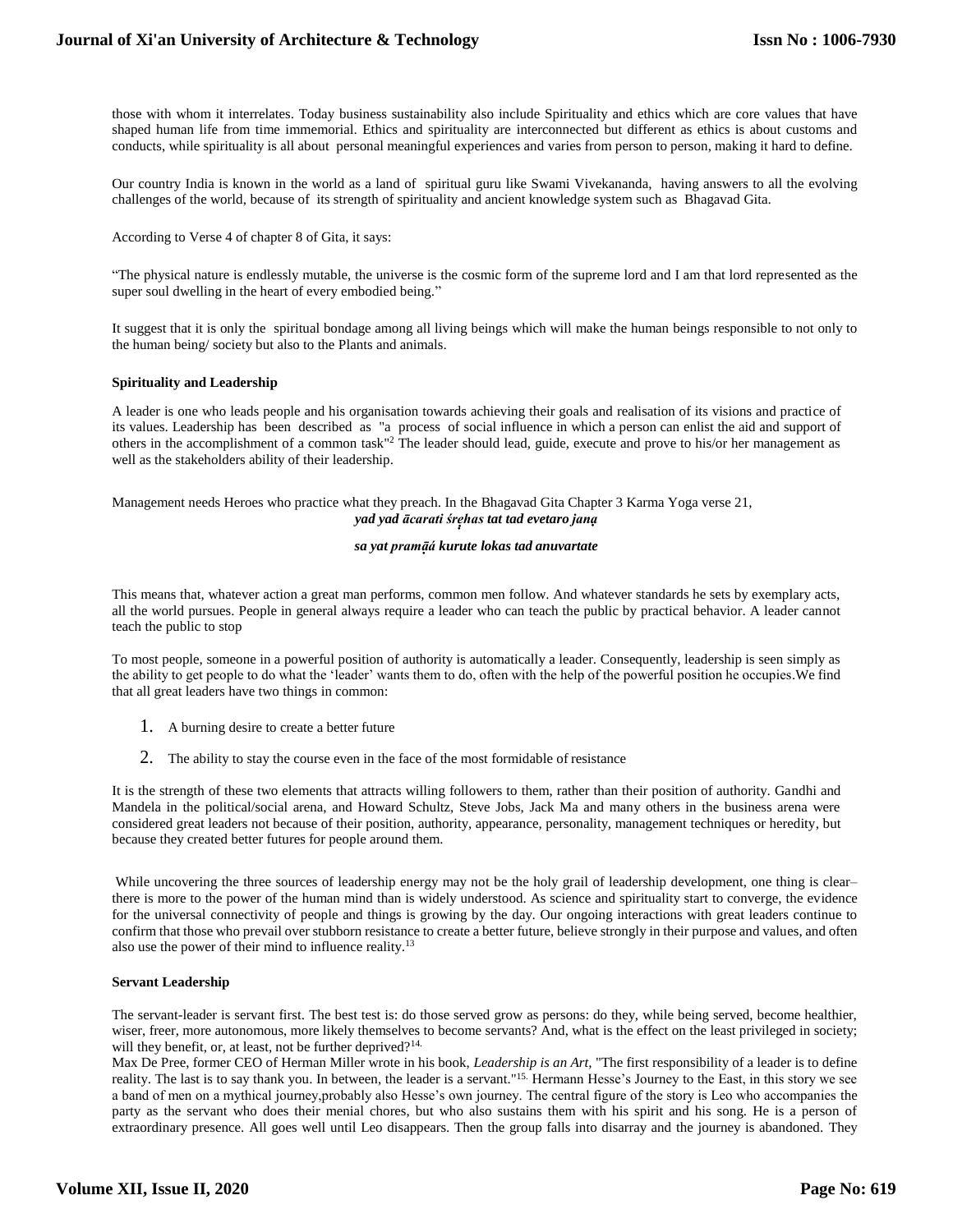those with whom it interrelates. Today business sustainability also include Spirituality and ethics which are core values that have shaped human life from time immemorial. Ethics and spirituality are interconnected but different as ethics is about customs and conducts, while spirituality is all about personal meaningful experiences and varies from person to person, making it hard to define.

Our country India is known in the world as a land of spiritual guru like Swami Vivekananda, having answers to all the evolving challenges of the world, because of its strength of spirituality and ancient knowledge system such as Bhagavad Gita.

According to Verse 4 of chapter 8 of Gita, it says:

"The physical nature is endlessly mutable, the universe is the cosmic form of the supreme lord and I am that lord represented as the super soul dwelling in the heart of every embodied being."

It suggest that it is only the spiritual bondage among all living beings which will make the human beings responsible to not only to the human being/ society but also to the Plants and animals.

### Spirituality and Leadership

A leader is one who leads people and his organisation towards achieving their goals and realisation of its visions and practice of its values. Leadership has been described as "a process of social influence in which a person can enlist the aid and support of others in the accomplishment of a common task"[2] The leader should lead, guide, execute and prove to his/or her management as well as the stakeholders ability of their leadership.

Management needs Heroes who practice what they preach. In the Bhagavad Gita Chapter 3 Karma Yoga verse 21,

***yad yad ācarati śreṣhas tat tad evetaro janạ***

***sa yat pramāṇá kurute lokas tad anuvartate***

This means that, whatever action a great man performs, common men follow. And whatever standards he sets by exemplary acts, all the world pursues. People in general always require a leader who can teach the public by practical behavior. A leader cannot teach the public to stop

To most people, someone in a powerful position of authority is automatically a leader. Consequently, leadership is seen simply as the ability to get people to do what the 'leader' wants them to do, often with the help of the powerful position he occupies.We find that all great leaders have two things in common:

1. A burning desire to create a better future
2. The ability to stay the course even in the face of the most formidable of resistance

It is the strength of these two elements that attracts willing followers to them, rather than their position of authority. Gandhi and Mandela in the political/social arena, and Howard Schultz, Steve Jobs, Jack Ma and many others in the business arena were considered great leaders not because of their position, authority, appearance, personality, management techniques or heredity, but because they created better futures for people around them.

While uncovering the three sources of leadership energy may not be the holy grail of leadership development, one thing is clear– there is more to the power of the human mind than is widely understood. As science and spirituality start to converge, the evidence for the universal connectivity of people and things is growing by the day. Our ongoing interactions with great leaders continue to confirm that those who prevail over stubborn resistance to create a better future, believe strongly in their purpose and values, and often also use the power of their mind to influence reality.[13]

### Servant Leadership

The servant-leader is servant first. The best test is: do those served grow as persons: do they, while being served, become healthier, wiser, freer, more autonomous, more likely themselves to become servants? And, what is the effect on the least privileged in society; will they benefit, or, at least, not be further deprived?[14.]

Max De Pree, former CEO of Herman Miller wrote in his book, *Leadership is an Art,* "The first responsibility of a leader is to define reality. The last is to say thank you. In between, the leader is a servant."[15.] Hermann Hesse's Journey to the East, in this story we see a band of men on a mythical journey,probably also Hesse's own journey. The central figure of the story is Leo who accompanies the party as the servant who does their menial chores, but who also sustains them with his spirit and his song. He is a person of extraordinary presence. All goes well until Leo disappears. Then the group falls into disarray and the journey is abandoned. They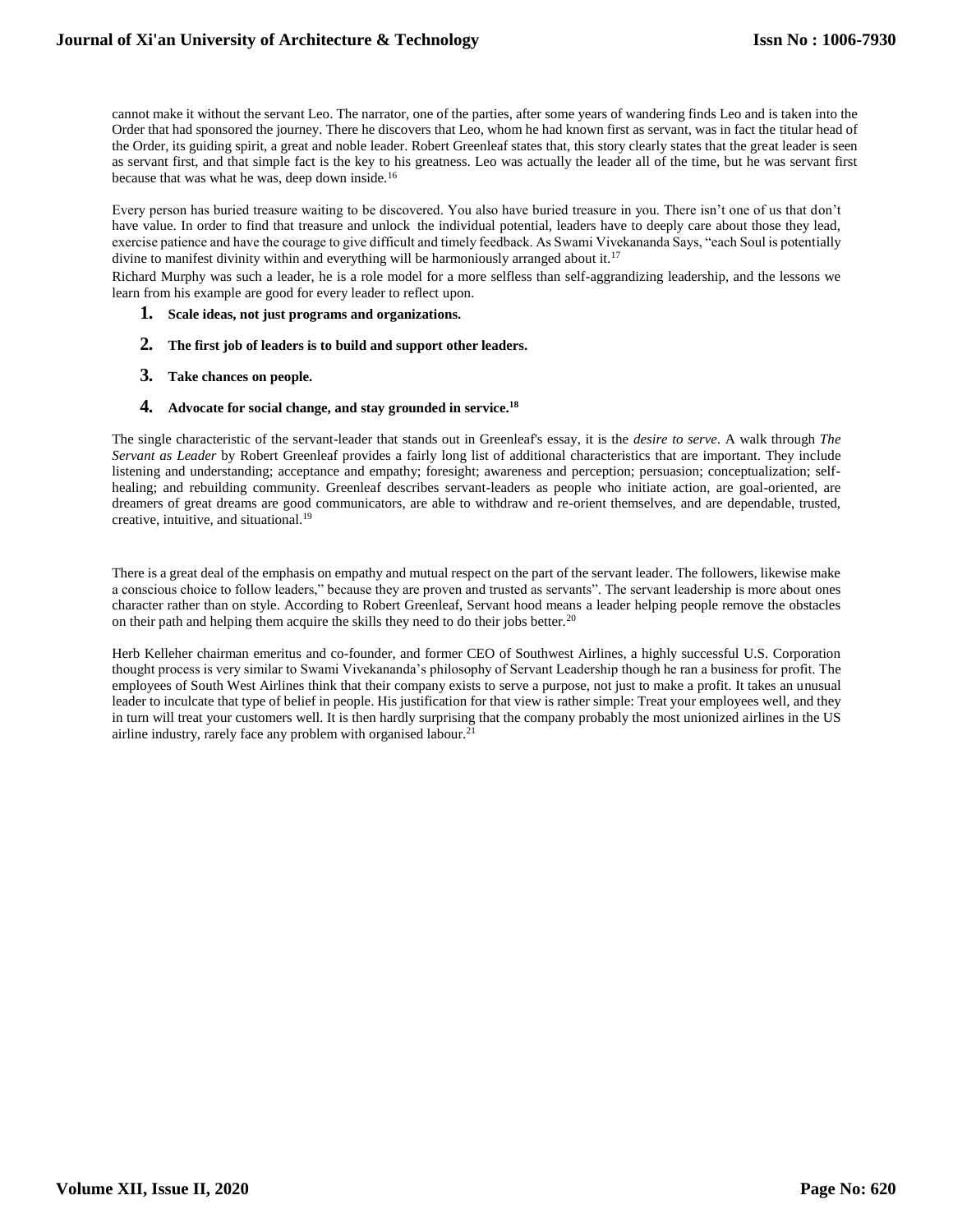cannot make it without the servant Leo. The narrator, one of the parties, after some years of wandering finds Leo and is taken into the Order that had sponsored the journey. There he discovers that Leo, whom he had known first as servant, was in fact the titular head of the Order, its guiding spirit, a great and noble leader. Robert Greenleaf states that, this story clearly states that the great leader is seen as servant first, and that simple fact is the key to his greatness. Leo was actually the leader all of the time, but he was servant first because that was what he was, deep down inside.[16]

Every person has buried treasure waiting to be discovered. You also have buried treasure in you. There isn't one of us that don't have value. In order to find that treasure and unlock the individual potential, leaders have to deeply care about those they lead, exercise patience and have the courage to give difficult and timely feedback. As Swami Vivekananda Says, "each Soul is potentially divine to manifest divinity within and everything will be harmoniously arranged about it.[17]

Richard Murphy was such a leader, he is a role model for a more selfless than self-aggrandizing leadership, and the lessons we learn from his example are good for every leader to reflect upon.

1. **Scale ideas, not just programs and organizations.**
2. **The first job of leaders is to build and support other leaders.**
3. **Take chances on people.**
4. **Advocate for social change, and stay grounded in service.[18]**

The single characteristic of the servant-leader that stands out in Greenleaf's essay, it is the *desire to serve*. A walk through *The Servant as Leader* by Robert Greenleaf provides a fairly long list of additional characteristics that are important. They include listening and understanding; acceptance and empathy; foresight; awareness and perception; persuasion; conceptualization; self-healing; and rebuilding community. Greenleaf describes servant-leaders as people who initiate action, are goal-oriented, are dreamers of great dreams are good communicators, are able to withdraw and re-orient themselves, and are dependable, trusted, creative, intuitive, and situational.[19]

There is a great deal of the emphasis on empathy and mutual respect on the part of the servant leader. The followers, likewise make a conscious choice to follow leaders," because they are proven and trusted as servants". The servant leadership is more about ones character rather than on style. According to Robert Greenleaf, Servant hood means a leader helping people remove the obstacles on their path and helping them acquire the skills they need to do their jobs better.[20]

Herb Kelleher chairman emeritus and co-founder, and former CEO of Southwest Airlines, a highly successful U.S. Corporation thought process is very similar to Swami Vivekananda's philosophy of Servant Leadership though he ran a business for profit. The employees of South West Airlines think that their company exists to serve a purpose, not just to make a profit. It takes an unusual leader to inculcate that type of belief in people. His justification for that view is rather simple: Treat your employees well, and they in turn will treat your customers well. It is then hardly surprising that the company probably the most unionized airlines in the US airline industry, rarely face any problem with organised labour.[21]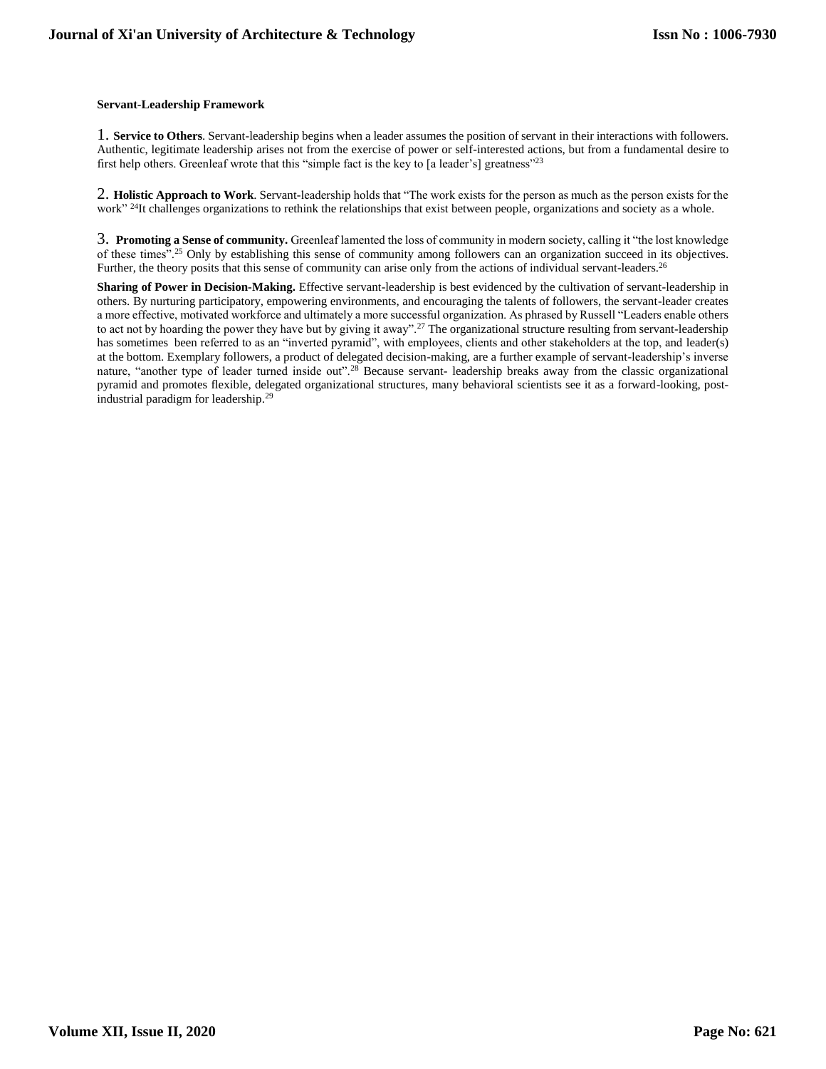**Servant-Leadership Framework**

1. **Service to Others**. Servant-leadership begins when a leader assumes the position of servant in their interactions with followers. Authentic, legitimate leadership arises not from the exercise of power or self-interested actions, but from a fundamental desire to first help others. Greenleaf wrote that this "simple fact is the key to [a leader's] greatness"[23]

2. **Holistic Approach to Work**. Servant-leadership holds that "The work exists for the person as much as the person exists for the work" [24]It challenges organizations to rethink the relationships that exist between people, organizations and society as a whole.

3. **Promoting a Sense of community.** Greenleaf lamented the loss of community in modern society, calling it "the lost knowledge of these times".[25] Only by establishing this sense of community among followers can an organization succeed in its objectives. Further, the theory posits that this sense of community can arise only from the actions of individual servant-leaders.[26]

**Sharing of Power in Decision-Making.** Effective servant-leadership is best evidenced by the cultivation of servant-leadership in others. By nurturing participatory, empowering environments, and encouraging the talents of followers, the servant-leader creates a more effective, motivated workforce and ultimately a more successful organization. As phrased by Russell "Leaders enable others to act not by hoarding the power they have but by giving it away".[27] The organizational structure resulting from servant-leadership has sometimes been referred to as an "inverted pyramid", with employees, clients and other stakeholders at the top, and leader(s) at the bottom. Exemplary followers, a product of delegated decision-making, are a further example of servant-leadership's inverse nature, "another type of leader turned inside out".[28] Because servant- leadership breaks away from the classic organizational pyramid and promotes flexible, delegated organizational structures, many behavioral scientists see it as a forward-looking, post-industrial paradigm for leadership.[29]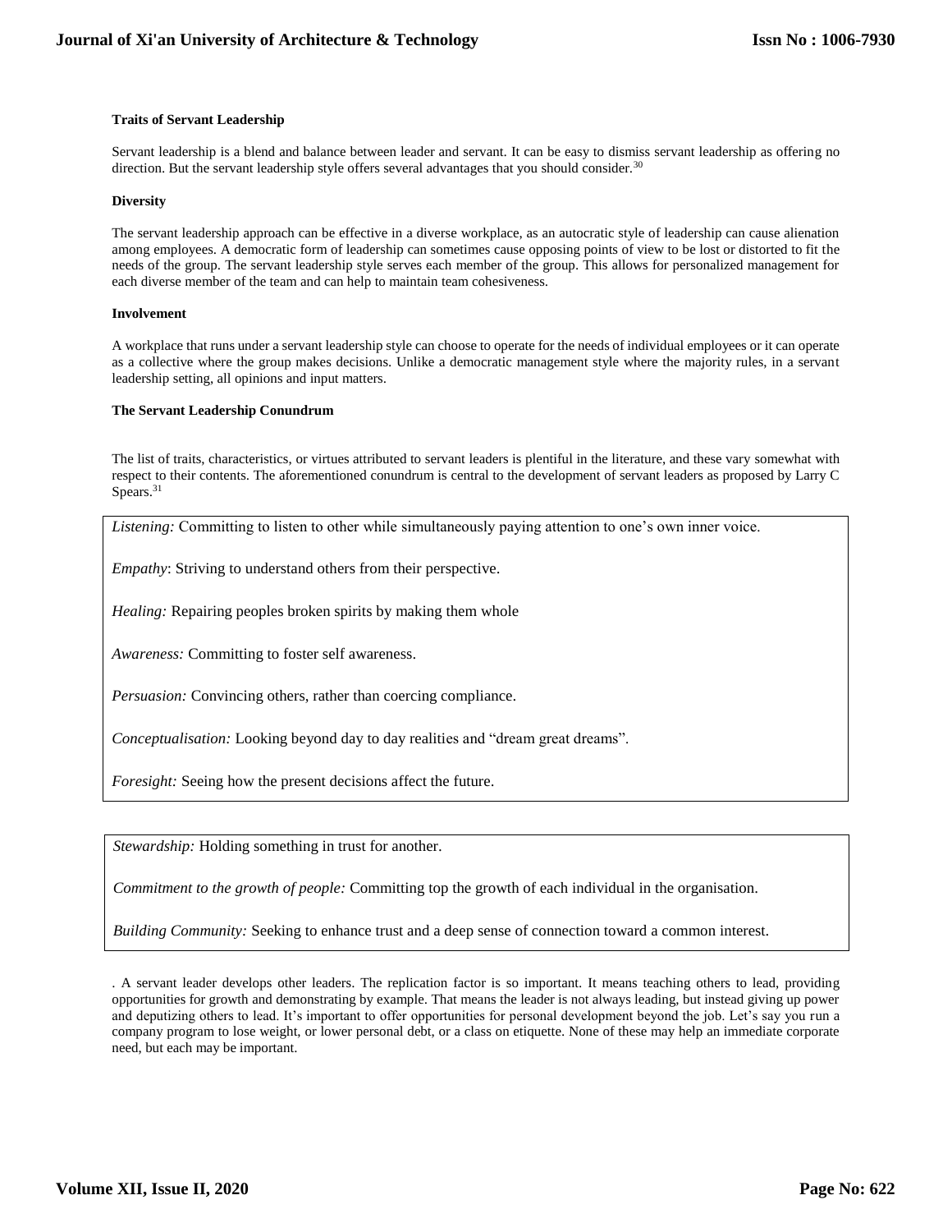**Traits of Servant Leadership**

Servant leadership is a blend and balance between leader and servant. It can be easy to dismiss servant leadership as offering no direction. But the servant leadership style offers several advantages that you should consider.[30]

**Diversity**

The servant leadership approach can be effective in a diverse workplace, as an autocratic style of leadership can cause alienation among employees. A democratic form of leadership can sometimes cause opposing points of view to be lost or distorted to fit the needs of the group. The servant leadership style serves each member of the group. This allows for personalized management for each diverse member of the team and can help to maintain team cohesiveness.

**Involvement**

A workplace that runs under a servant leadership style can choose to operate for the needs of individual employees or it can operate as a collective where the group makes decisions. Unlike a democratic management style where the majority rules, in a servant leadership setting, all opinions and input matters.

**The Servant Leadership Conundrum**

The list of traits, characteristics, or virtues attributed to servant leaders is plentiful in the literature, and these vary somewhat with respect to their contents. The aforementioned conundrum is central to the development of servant leaders as proposed by Larry C Spears.[31]

*Listening:* Committing to listen to other while simultaneously paying attention to one's own inner voice.

*Empathy*: Striving to understand others from their perspective.

*Healing:* Repairing peoples broken spirits by making them whole

*Awareness:* Committing to foster self awareness.

*Persuasion:* Convincing others, rather than coercing compliance.

*Conceptualisation:* Looking beyond day to day realities and "dream great dreams".

*Foresight:* Seeing how the present decisions affect the future.

*Stewardship:* Holding something in trust for another.

*Commitment to the growth of people:* Committing top the growth of each individual in the organisation.

*Building Community:* Seeking to enhance trust and a deep sense of connection toward a common interest.

. A servant leader develops other leaders. The replication factor is so important. It means teaching others to lead, providing opportunities for growth and demonstrating by example. That means the leader is not always leading, but instead giving up power and deputizing others to lead. It's important to offer opportunities for personal development beyond the job. Let's say you run a company program to lose weight, or lower personal debt, or a class on etiquette. None of these may help an immediate corporate need, but each may be important.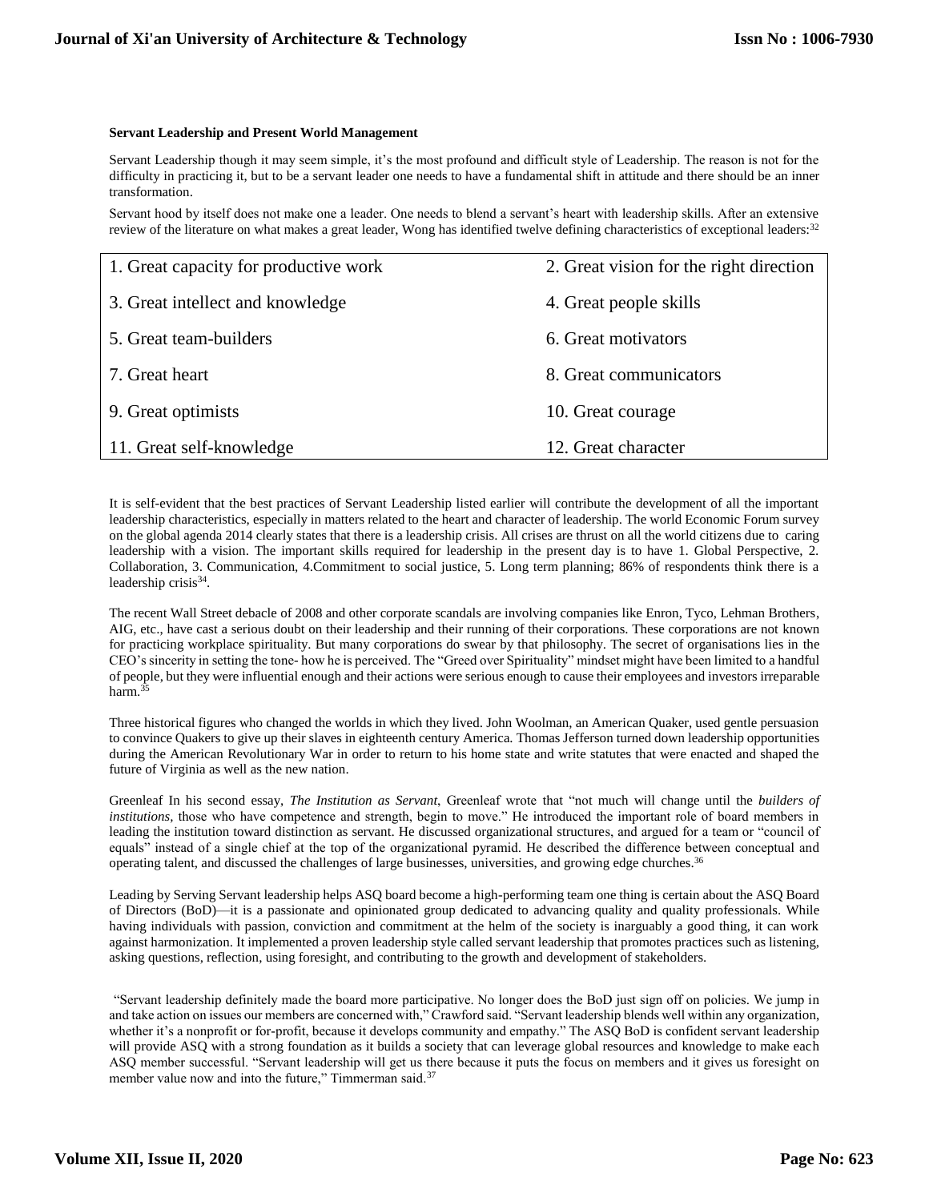**Servant Leadership and Present World Management**

Servant Leadership though it may seem simple, it's the most profound and difficult style of Leadership. The reason is not for the difficulty in practicing it, but to be a servant leader one needs to have a fundamental shift in attitude and there should be an inner transformation.

Servant hood by itself does not make one a leader. One needs to blend a servant's heart with leadership skills. After an extensive review of the literature on what makes a great leader, Wong has identified twelve defining characteristics of exceptional leaders:[32]

| | |
|---|---|
| 1. Great capacity for productive work | 2. Great vision for the right direction |
| 3. Great intellect and knowledge | 4. Great people skills |
| 5. Great team-builders | 6. Great motivators |
| 7. Great heart | 8. Great communicators |
| 9. Great optimists | 10. Great courage |
| 11. Great self-knowledge | 12. Great character |

It is self-evident that the best practices of Servant Leadership listed earlier will contribute the development of all the important leadership characteristics, especially in matters related to the heart and character of leadership. The world Economic Forum survey on the global agenda 2014 clearly states that there is a leadership crisis. All crises are thrust on all the world citizens due to caring leadership with a vision. The important skills required for leadership in the present day is to have 1. Global Perspective, 2. Collaboration, 3. Communication, 4.Commitment to social justice, 5. Long term planning; 86% of respondents think there is a leadership crisis[34].

The recent Wall Street debacle of 2008 and other corporate scandals are involving companies like Enron, Tyco, Lehman Brothers, AIG, etc., have cast a serious doubt on their leadership and their running of their corporations. These corporations are not known for practicing workplace spirituality. But many corporations do swear by that philosophy. The secret of organisations lies in the CEO's sincerity in setting the tone- how he is perceived. The "Greed over Spirituality" mindset might have been limited to a handful of people, but they were influential enough and their actions were serious enough to cause their employees and investors irreparable harm.[35]

Three historical figures who changed the worlds in which they lived. John Woolman, an American Quaker, used gentle persuasion to convince Quakers to give up their slaves in eighteenth century America. Thomas Jefferson turned down leadership opportunities during the American Revolutionary War in order to return to his home state and write statutes that were enacted and shaped the future of Virginia as well as the new nation.

Greenleaf In his second essay, *The Institution as Servant*, Greenleaf wrote that "not much will change until the *builders of institutions*, those who have competence and strength, begin to move." He introduced the important role of board members in leading the institution toward distinction as servant. He discussed organizational structures, and argued for a team or "council of equals" instead of a single chief at the top of the organizational pyramid. He described the difference between conceptual and operating talent, and discussed the challenges of large businesses, universities, and growing edge churches.[36]

Leading by Serving Servant leadership helps ASQ board become a high-performing team one thing is certain about the ASQ Board of Directors (BoD)—it is a passionate and opinionated group dedicated to advancing quality and quality professionals. While having individuals with passion, conviction and commitment at the helm of the society is inarguably a good thing, it can work against harmonization. It implemented a proven leadership style called servant leadership that promotes practices such as listening, asking questions, reflection, using foresight, and contributing to the growth and development of stakeholders.

"Servant leadership definitely made the board more participative. No longer does the BoD just sign off on policies. We jump in and take action on issues our members are concerned with," Crawford said. "Servant leadership blends well within any organization, whether it's a nonprofit or for-profit, because it develops community and empathy." The ASQ BoD is confident servant leadership will provide ASQ with a strong foundation as it builds a society that can leverage global resources and knowledge to make each ASQ member successful. "Servant leadership will get us there because it puts the focus on members and it gives us foresight on member value now and into the future," Timmerman said.[37]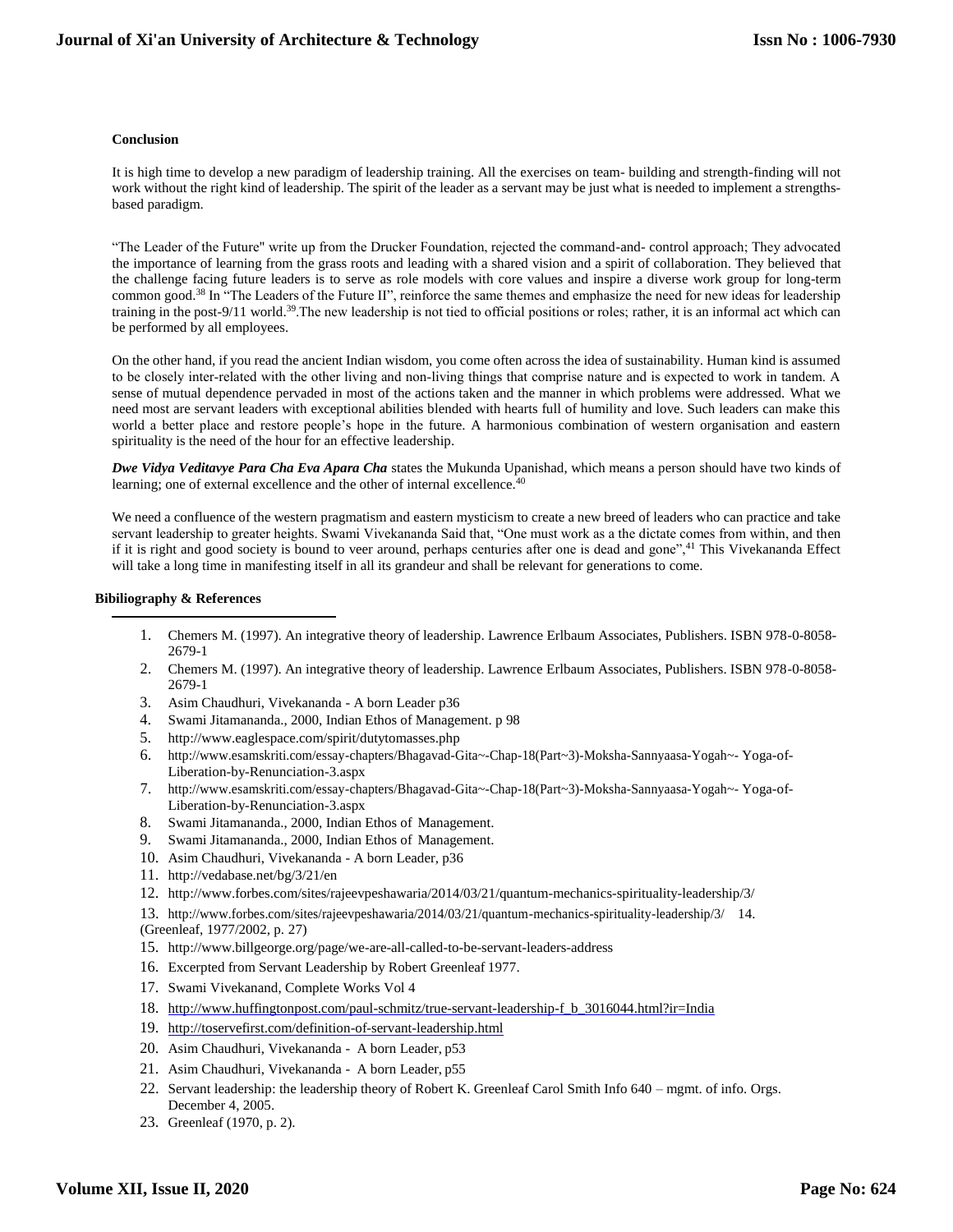### Conclusion

It is high time to develop a new paradigm of leadership training. All the exercises on team- building and strength-finding will not work without the right kind of leadership. The spirit of the leader as a servant may be just what is needed to implement a strengths-based paradigm.

"The Leader of the Future" write up from the Drucker Foundation, rejected the command-and- control approach; They advocated the importance of learning from the grass roots and leading with a shared vision and a spirit of collaboration. They believed that the challenge facing future leaders is to serve as role models with core values and inspire a diverse work group for long-term common good.[38] In "The Leaders of the Future II", reinforce the same themes and emphasize the need for new ideas for leadership training in the post-9/11 world.[39].The new leadership is not tied to official positions or roles; rather, it is an informal act which can be performed by all employees.

On the other hand, if you read the ancient Indian wisdom, you come often across the idea of sustainability. Human kind is assumed to be closely inter-related with the other living and non-living things that comprise nature and is expected to work in tandem. A sense of mutual dependence pervaded in most of the actions taken and the manner in which problems were addressed. What we need most are servant leaders with exceptional abilities blended with hearts full of humility and love. Such leaders can make this world a better place and restore people's hope in the future. A harmonious combination of western organisation and eastern spirituality is the need of the hour for an effective leadership.

***Dwe Vidya Veditavye Para Cha Eva Apara Cha*** states the Mukunda Upanishad, which means a person should have two kinds of learning; one of external excellence and the other of internal excellence.[40]

We need a confluence of the western pragmatism and eastern mysticism to create a new breed of leaders who can practice and take servant leadership to greater heights. Swami Vivekananda Said that, "One must work as a the dictate comes from within, and then if it is right and good society is bound to veer around, perhaps centuries after one is dead and gone",[41] This Vivekananda Effect will take a long time in manifesting itself in all its grandeur and shall be relevant for generations to come.

### Bibiliography & References

1. Chemers M. (1997). An integrative theory of leadership. Lawrence Erlbaum Associates, Publishers. ISBN 978-0-8058-2679-1
2. Chemers M. (1997). An integrative theory of leadership. Lawrence Erlbaum Associates, Publishers. ISBN 978-0-8058-2679-1
3. Asim Chaudhuri, Vivekananda - A born Leader p36
4. Swami Jitamananda., 2000, Indian Ethos of Management. p 98
5. http://www.eaglespace.com/spirit/dutytomasses.php
6. http://www.esamskriti.com/essay-chapters/Bhagavad-Gita~-Chap-18(Part~3)-Moksha-Sannyaasa-Yogah~- Yoga-of-Liberation-by-Renunciation-3.aspx
7. http://www.esamskriti.com/essay-chapters/Bhagavad-Gita~-Chap-18(Part~3)-Moksha-Sannyaasa-Yogah~- Yoga-of-Liberation-by-Renunciation-3.aspx
8. Swami Jitamananda., 2000, Indian Ethos of Management.
9. Swami Jitamananda., 2000, Indian Ethos of Management.
10. Asim Chaudhuri, Vivekananda - A born Leader, p36
11. http://vedabase.net/bg/3/21/en
12. http://www.forbes.com/sites/rajeevpeshawaria/2014/03/21/quantum-mechanics-spirituality-leadership/3/
13. http://www.forbes.com/sites/rajeevpeshawaria/2014/03/21/quantum-mechanics-spirituality-leadership/3/ 14. (Greenleaf, 1977/2002, p. 27)
15. http://www.billgeorge.org/page/we-are-all-called-to-be-servant-leaders-address
16. Excerpted from Servant Leadership by Robert Greenleaf 1977.
17. Swami Vivekanand, Complete Works Vol 4
18. http://www.huffingtonpost.com/paul-schmitz/true-servant-leadership-f_b_3016044.html?ir=India
19. http://toservefirst.com/definition-of-servant-leadership.html
20. Asim Chaudhuri, Vivekananda - A born Leader, p53
21. Asim Chaudhuri, Vivekananda - A born Leader, p55
22. Servant leadership: the leadership theory of Robert K. Greenleaf Carol Smith Info 640 – mgmt. of info. Orgs. December 4, 2005.
23. Greenleaf (1970, p. 2).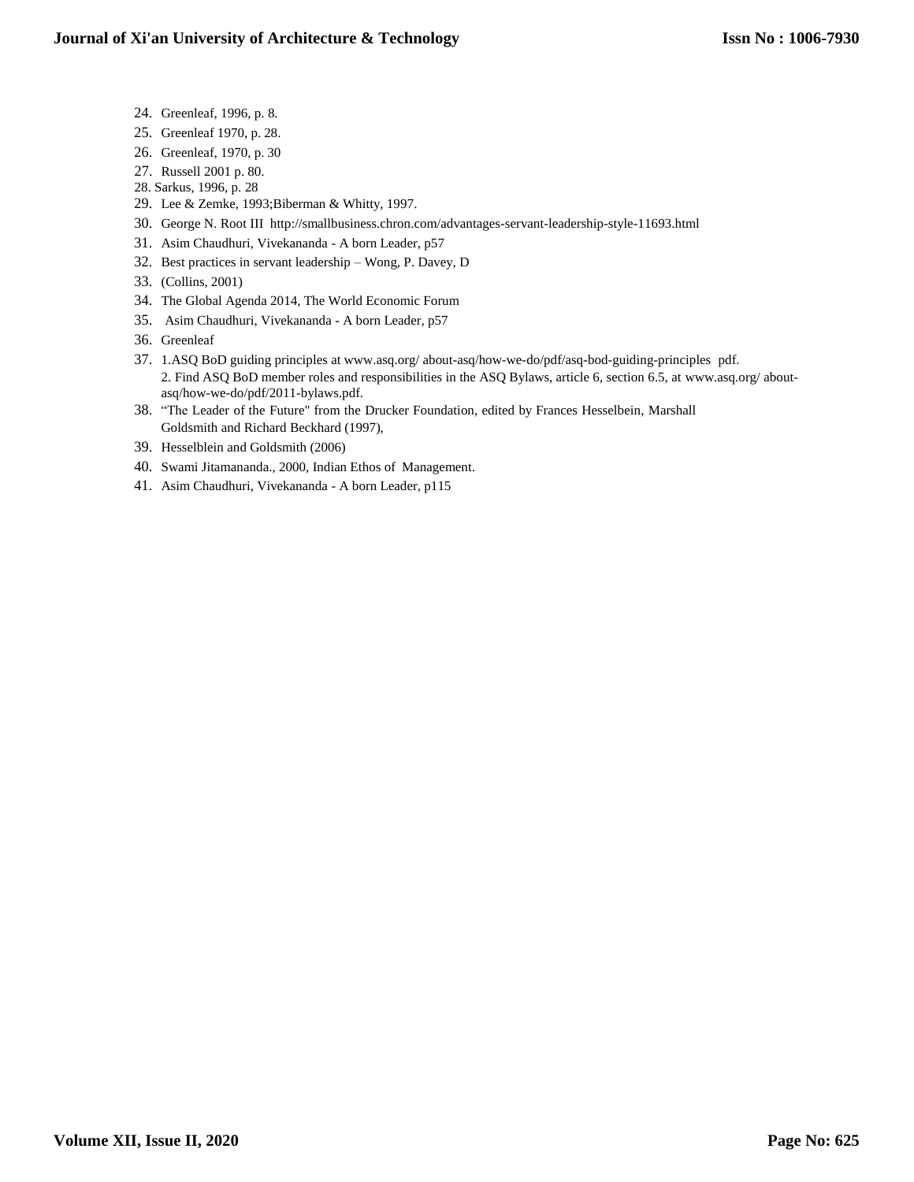24. Greenleaf, 1996, p. 8.
25. Greenleaf 1970, p. 28.
26. Greenleaf, 1970, p. 30
27. Russell 2001 p. 80.
28. Sarkus, 1996, p. 28
29. Lee & Zemke, 1993;Biberman & Whitty, 1997.
30. George N. Root III http://smallbusiness.chron.com/advantages-servant-leadership-style-11693.html
31. Asim Chaudhuri, Vivekananda - A born Leader, p57
32. Best practices in servant leadership – Wong, P. Davey, D
33. (Collins, 2001)
34. The Global Agenda 2014, The World Economic Forum
35. Asim Chaudhuri, Vivekananda - A born Leader, p57
36. Greenleaf
37. 1.ASQ BoD guiding principles at www.asq.org/ about-asq/how-we-do/pdf/asq-bod-guiding-principles pdf.
    2. Find ASQ BoD member roles and responsibilities in the ASQ Bylaws, article 6, section 6.5, at www.asq.org/ about-asq/how-we-do/pdf/2011-bylaws.pdf.
38. "The Leader of the Future" from the Drucker Foundation, edited by Frances Hesselbein, Marshall Goldsmith and Richard Beckhard (1997),
39. Hesselblein and Goldsmith (2006)
40. Swami Jitamananda., 2000, Indian Ethos of Management.
41. Asim Chaudhuri, Vivekananda - A born Leader, p115